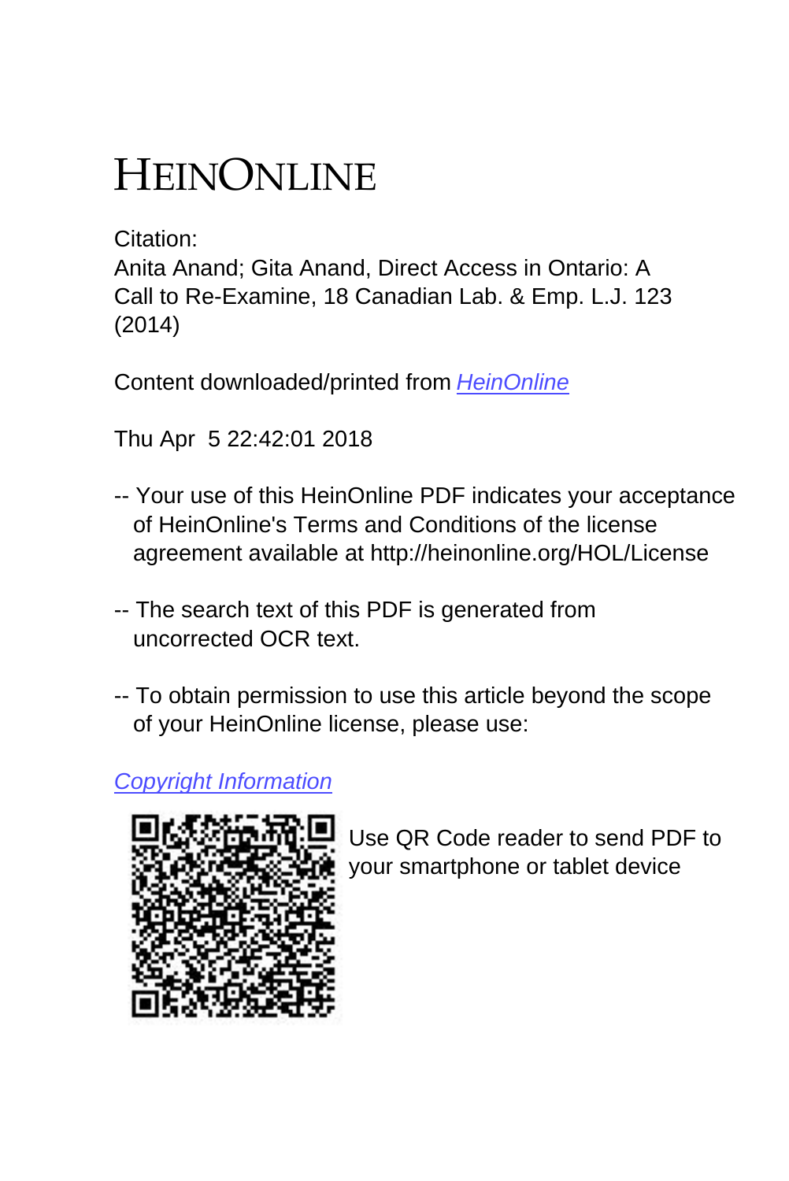# HEINONLINE

Citation:
Anita Anand; Gita Anand, Direct Access in Ontario: A Call to Re-Examine, 18 Canadian Lab. & Emp. L.J. 123 (2014)

Content downloaded/printed from [HeinOnline](https://heinonline.org)

Thu Apr 5 22:42:01 2018

-- Your use of this HeinOnline PDF indicates your acceptance of HeinOnline's Terms and Conditions of the license agreement available at http://heinonline.org/HOL/License

-- The search text of this PDF is generated from uncorrected OCR text.

-- To obtain permission to use this article beyond the scope of your HeinOnline license, please use:

[Copyright Information](#)

Use QR Code reader to send PDF to your smartphone or tablet device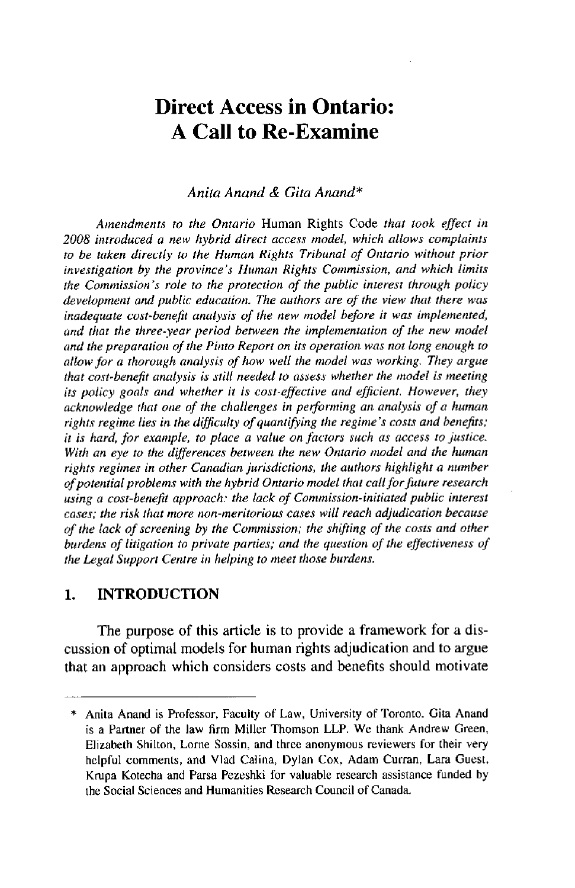# Direct Access in Ontario: A Call to Re-Examine

*Anita Anand & Gita Anand\**

*Amendments to the Ontario* Human Rights Code *that took effect in 2008 introduced a new hybrid direct access model, which allows complaints to be taken directly to the Human Rights Tribunal of Ontario without prior investigation by the province's Human Rights Commission, and which limits the Commission's role to the protection of the public interest through policy development and public education. The authors are of the view that there was inadequate cost-benefit analysis of the new model before it was implemented, and that the three-year period between the implementation of the new model and the preparation of the Pinto Report on its operation was not long enough to allow for a thorough analysis of how well the model was working. They argue that cost-benefit analysis is still needed to assess whether the model is meeting its policy goals and whether it is cost-effective and efficient. However, they acknowledge that one of the challenges in performing an analysis of a human rights regime lies in the difficulty of quantifying the regime's costs and benefits; it is hard, for example, to place a value on factors such as access to justice. With an eye to the differences between the new Ontario model and the human rights regimes in other Canadian jurisdictions, the authors highlight a number of potential problems with the hybrid Ontario model that call for future research using a cost-benefit approach: the lack of Commission-initiated public interest cases; the risk that more non-meritorious cases will reach adjudication because of the lack of screening by the Commission; the shifting of the costs and other burdens of litigation to private parties; and the question of the effectiveness of the Legal Support Centre in helping to meet those burdens.*

## 1. INTRODUCTION

The purpose of this article is to provide a framework for a discussion of optimal models for human rights adjudication and to argue that an approach which considers costs and benefits should motivate

---

\* Anita Anand is Professor, Faculty of Law, University of Toronto. Gita Anand is a Partner of the law firm Miller Thomson LLP. We thank Andrew Green, Elizabeth Shilton, Lorne Sossin, and three anonymous reviewers for their very helpful comments, and Vlad Calina, Dylan Cox, Adam Curran, Lara Guest, Krupa Kotecha and Parsa Pezeshki for valuable research assistance funded by the Social Sciences and Humanities Research Council of Canada.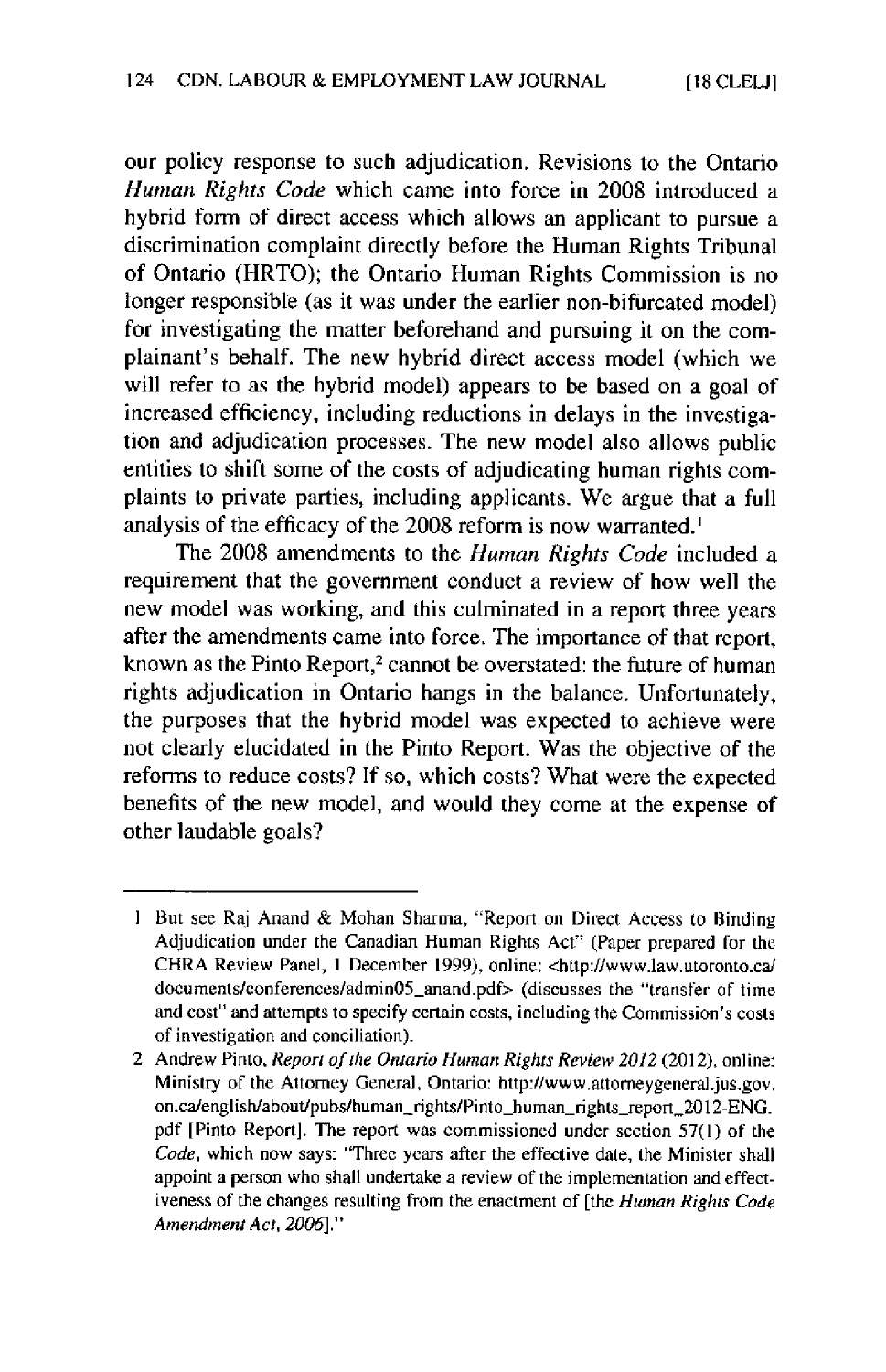our policy response to such adjudication. Revisions to the Ontario *Human Rights Code* which came into force in 2008 introduced a hybrid form of direct access which allows an applicant to pursue a discrimination complaint directly before the Human Rights Tribunal of Ontario (HRTO); the Ontario Human Rights Commission is no longer responsible (as it was under the earlier non-bifurcated model) for investigating the matter beforehand and pursuing it on the complainant's behalf. The new hybrid direct access model (which we will refer to as the hybrid model) appears to be based on a goal of increased efficiency, including reductions in delays in the investigation and adjudication processes. The new model also allows public entities to shift some of the costs of adjudicating human rights complaints to private parties, including applicants. We argue that a full analysis of the efficacy of the 2008 reform is now warranted.[1]

The 2008 amendments to the *Human Rights Code* included a requirement that the government conduct a review of how well the new model was working, and this culminated in a report three years after the amendments came into force. The importance of that report, known as the Pinto Report,[2] cannot be overstated: the future of human rights adjudication in Ontario hangs in the balance. Unfortunately, the purposes that the hybrid model was expected to achieve were not clearly elucidated in the Pinto Report. Was the objective of the reforms to reduce costs? If so, which costs? What were the expected benefits of the new model, and would they come at the expense of other laudable goals?

---

1 But see Raj Anand & Mohan Sharma, "Report on Direct Access to Binding Adjudication under the Canadian Human Rights Act" (Paper prepared for the CHRA Review Panel, 1 December 1999), online: <http://www.law.utoronto.ca/documents/conferences/admin05_anand.pdf> (discusses the "transfer of time and cost" and attempts to specify certain costs, including the Commission's costs of investigation and conciliation).

2 Andrew Pinto, *Report of the Ontario Human Rights Review 2012* (2012), online: Ministry of the Attorney General, Ontario: http://www.attorneygeneral.jus.gov.on.ca/english/about/pubs/human_rights/Pinto_human_rights_report_2012-ENG.pdf [Pinto Report]. The report was commissioned under section 57(1) of the *Code*, which now says: "Three years after the effective date, the Minister shall appoint a person who shall undertake a review of the implementation and effectiveness of the changes resulting from the enactment of [the *Human Rights Code Amendment Act, 2006*]."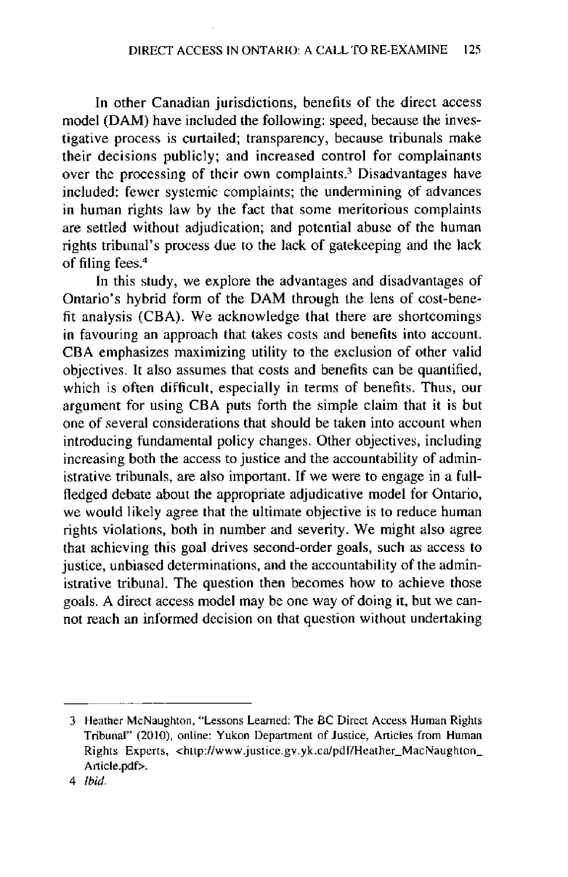In other Canadian jurisdictions, benefits of the direct access model (DAM) have included the following: speed, because the investigative process is curtailed; transparency, because tribunals make their decisions publicly; and increased control for complainants over the processing of their own complaints.[3] Disadvantages have included: fewer systemic complaints; the undermining of advances in human rights law by the fact that some meritorious complaints are settled without adjudication; and potential abuse of the human rights tribunal's process due to the lack of gatekeeping and the lack of filing fees.[4]

In this study, we explore the advantages and disadvantages of Ontario's hybrid form of the DAM through the lens of cost-benefit analysis (CBA). We acknowledge that there are shortcomings in favouring an approach that takes costs and benefits into account. CBA emphasizes maximizing utility to the exclusion of other valid objectives. It also assumes that costs and benefits can be quantified, which is often difficult, especially in terms of benefits. Thus, our argument for using CBA puts forth the simple claim that it is but one of several considerations that should be taken into account when introducing fundamental policy changes. Other objectives, including increasing both the access to justice and the accountability of administrative tribunals, are also important. If we were to engage in a full-fledged debate about the appropriate adjudicative model for Ontario, we would likely agree that the ultimate objective is to reduce human rights violations, both in number and severity. We might also agree that achieving this goal drives second-order goals, such as access to justice, unbiased determinations, and the accountability of the administrative tribunal. The question then becomes how to achieve those goals. A direct access model may be one way of doing it, but we cannot reach an informed decision on that question without undertaking

---

3 Heather McNaughton, "Lessons Learned: The BC Direct Access Human Rights Tribunal" (2010), online: Yukon Department of Justice, Articles from Human Rights Experts, <http://www.justice.gv.yk.ca/pdf/Heather_MacNaughton_Article.pdf>.

4 *Ibid.*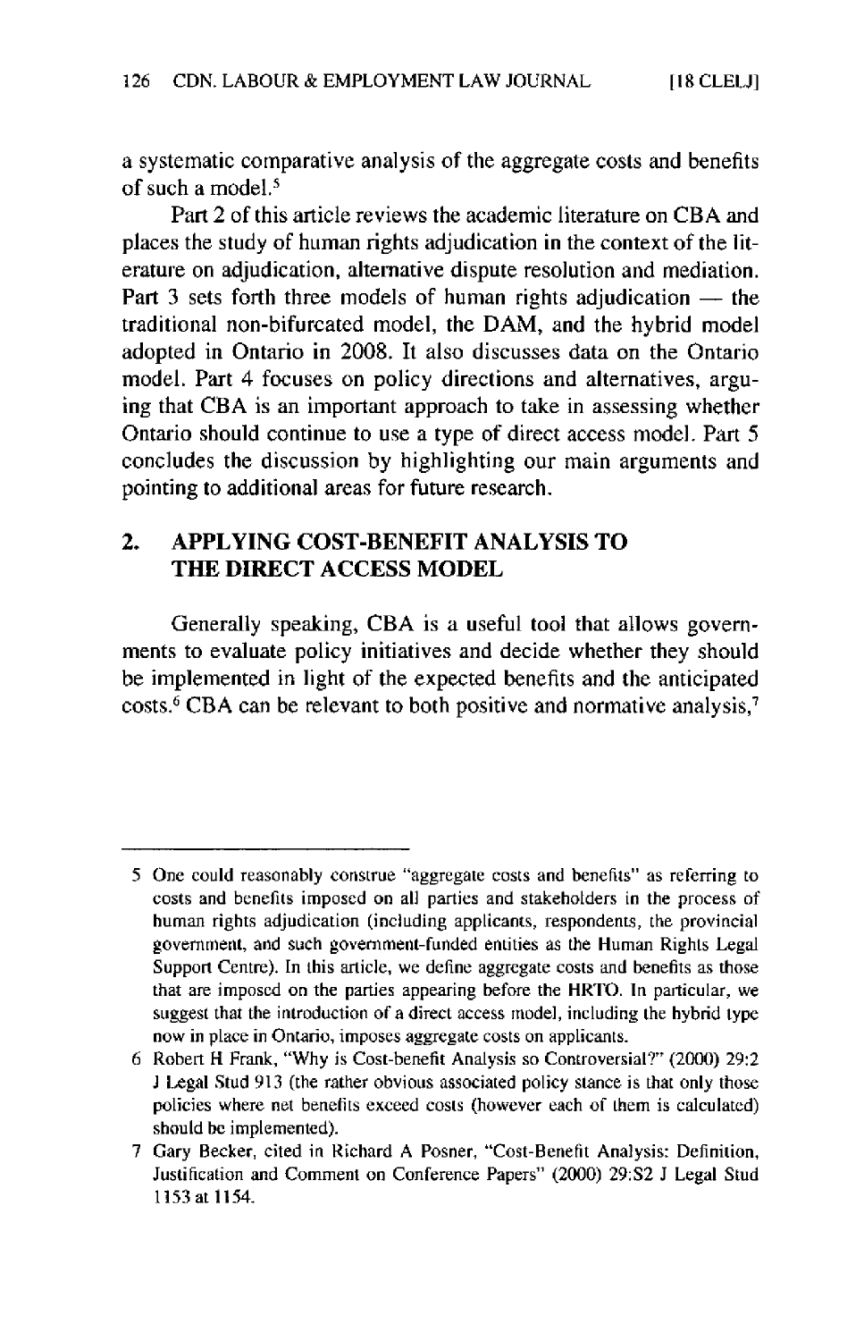a systematic comparative analysis of the aggregate costs and benefits of such a model.[5]

Part 2 of this article reviews the academic literature on CBA and places the study of human rights adjudication in the context of the literature on adjudication, alternative dispute resolution and mediation. Part 3 sets forth three models of human rights adjudication — the traditional non-bifurcated model, the DAM, and the hybrid model adopted in Ontario in 2008. It also discusses data on the Ontario model. Part 4 focuses on policy directions and alternatives, arguing that CBA is an important approach to take in assessing whether Ontario should continue to use a type of direct access model. Part 5 concludes the discussion by highlighting our main arguments and pointing to additional areas for future research.

## 2. APPLYING COST-BENEFIT ANALYSIS TO THE DIRECT ACCESS MODEL

Generally speaking, CBA is a useful tool that allows governments to evaluate policy initiatives and decide whether they should be implemented in light of the expected benefits and the anticipated costs.[6] CBA can be relevant to both positive and normative analysis,[7]

---

5 One could reasonably construe "aggregate costs and benefits" as referring to costs and benefits imposed on all parties and stakeholders in the process of human rights adjudication (including applicants, respondents, the provincial government, and such government-funded entities as the Human Rights Legal Support Centre). In this article, we define aggregate costs and benefits as those that are imposed on the parties appearing before the HRTO. In particular, we suggest that the introduction of a direct access model, including the hybrid type now in place in Ontario, imposes aggregate costs on applicants.

6 Robert H Frank, "Why is Cost-benefit Analysis so Controversial?" (2000) 29:2 J Legal Stud 913 (the rather obvious associated policy stance is that only those policies where net benefits exceed costs (however each of them is calculated) should be implemented).

7 Gary Becker, cited in Richard A Posner, "Cost-Benefit Analysis: Definition, Justification and Comment on Conference Papers" (2000) 29:S2 J Legal Stud 1153 at 1154.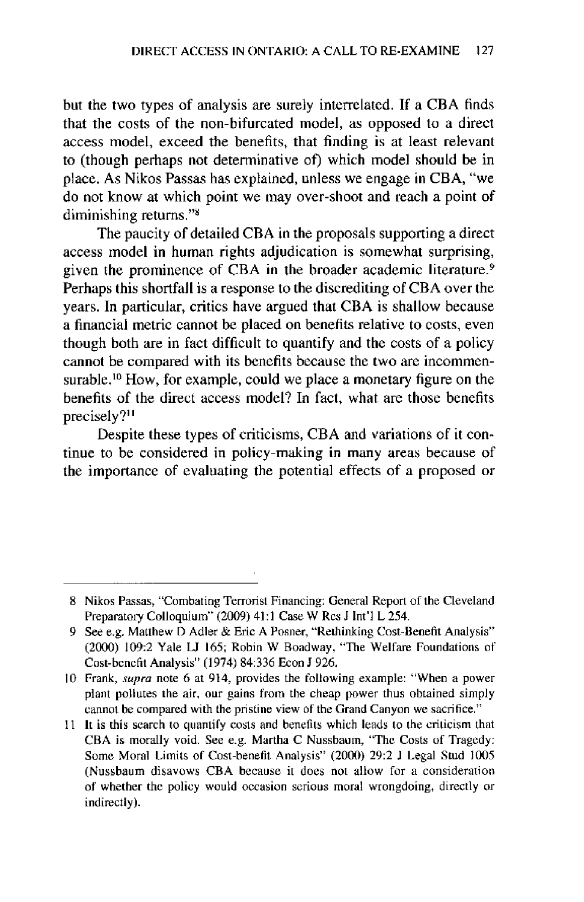but the two types of analysis are surely interrelated. If a CBA finds that the costs of the non-bifurcated model, as opposed to a direct access model, exceed the benefits, that finding is at least relevant to (though perhaps not determinative of) which model should be in place. As Nikos Passas has explained, unless we engage in CBA, "we do not know at which point we may over-shoot and reach a point of diminishing returns."[8]

The paucity of detailed CBA in the proposals supporting a direct access model in human rights adjudication is somewhat surprising, given the prominence of CBA in the broader academic literature.[9] Perhaps this shortfall is a response to the discrediting of CBA over the years. In particular, critics have argued that CBA is shallow because a financial metric cannot be placed on benefits relative to costs, even though both are in fact difficult to quantify and the costs of a policy cannot be compared with its benefits because the two are incommensurable.[10] How, for example, could we place a monetary figure on the benefits of the direct access model? In fact, what are those benefits precisely?[11]

Despite these types of criticisms, CBA and variations of it continue to be considered in policy-making in many areas because of the importance of evaluating the potential effects of a proposed or

---

8 Nikos Passas, "Combating Terrorist Financing: General Report of the Cleveland Preparatory Colloquium" (2009) 41:1 Case W Res J Int'l L 254.

9 See e.g. Matthew D Adler & Eric A Posner, "Rethinking Cost-Benefit Analysis" (2000) 109:2 Yale LJ 165; Robin W Boadway, "The Welfare Foundations of Cost-benefit Analysis" (1974) 84:336 Econ J 926.

10 Frank, *supra* note 6 at 914, provides the following example: "When a power plant pollutes the air, our gains from the cheap power thus obtained simply cannot be compared with the pristine view of the Grand Canyon we sacrifice."

11 It is this search to quantify costs and benefits which leads to the criticism that CBA is morally void. See e.g. Martha C Nussbaum, "The Costs of Tragedy: Some Moral Limits of Cost-benefit Analysis" (2000) 29:2 J Legal Stud 1005 (Nussbaum disavows CBA because it does not allow for a consideration of whether the policy would occasion serious moral wrongdoing, directly or indirectly).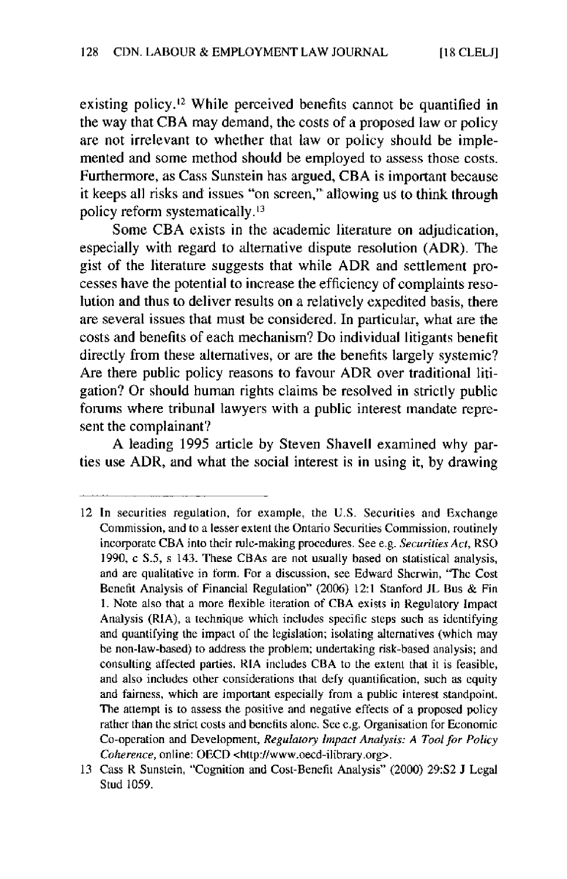existing policy.[12] While perceived benefits cannot be quantified in the way that CBA may demand, the costs of a proposed law or policy are not irrelevant to whether that law or policy should be implemented and some method should be employed to assess those costs. Furthermore, as Cass Sunstein has argued, CBA is important because it keeps all risks and issues "on screen," allowing us to think through policy reform systematically.[13]

Some CBA exists in the academic literature on adjudication, especially with regard to alternative dispute resolution (ADR). The gist of the literature suggests that while ADR and settlement processes have the potential to increase the efficiency of complaints resolution and thus to deliver results on a relatively expedited basis, there are several issues that must be considered. In particular, what are the costs and benefits of each mechanism? Do individual litigants benefit directly from these alternatives, or are the benefits largely systemic? Are there public policy reasons to favour ADR over traditional litigation? Or should human rights claims be resolved in strictly public forums where tribunal lawyers with a public interest mandate represent the complainant?

A leading 1995 article by Steven Shavell examined why parties use ADR, and what the social interest is in using it, by drawing

---

12 In securities regulation, for example, the U.S. Securities and Exchange Commission, and to a lesser extent the Ontario Securities Commission, routinely incorporate CBA into their rule-making procedures. See e.g. *Securities Act*, RSO 1990, c S.5, s 143. These CBAs are not usually based on statistical analysis, and are qualitative in form. For a discussion, see Edward Sherwin, "The Cost Benefit Analysis of Financial Regulation" (2006) 12:1 Stanford JL Bus & Fin 1. Note also that a more flexible iteration of CBA exists in Regulatory Impact Analysis (RIA), a technique which includes specific steps such as identifying and quantifying the impact of the legislation; isolating alternatives (which may be non-law-based) to address the problem; undertaking risk-based analysis; and consulting affected parties. RIA includes CBA to the extent that it is feasible, and also includes other considerations that defy quantification, such as equity and fairness, which are important especially from a public interest standpoint. The attempt is to assess the positive and negative effects of a proposed policy rather than the strict costs and benefits alone. See e.g. Organisation for Economic Co-operation and Development, *Regulatory Impact Analysis: A Tool for Policy Coherence*, online: OECD <http://www.oecd-ilibrary.org>.

13 Cass R Sunstein, "Cognition and Cost-Benefit Analysis" (2000) 29:S2 J Legal Stud 1059.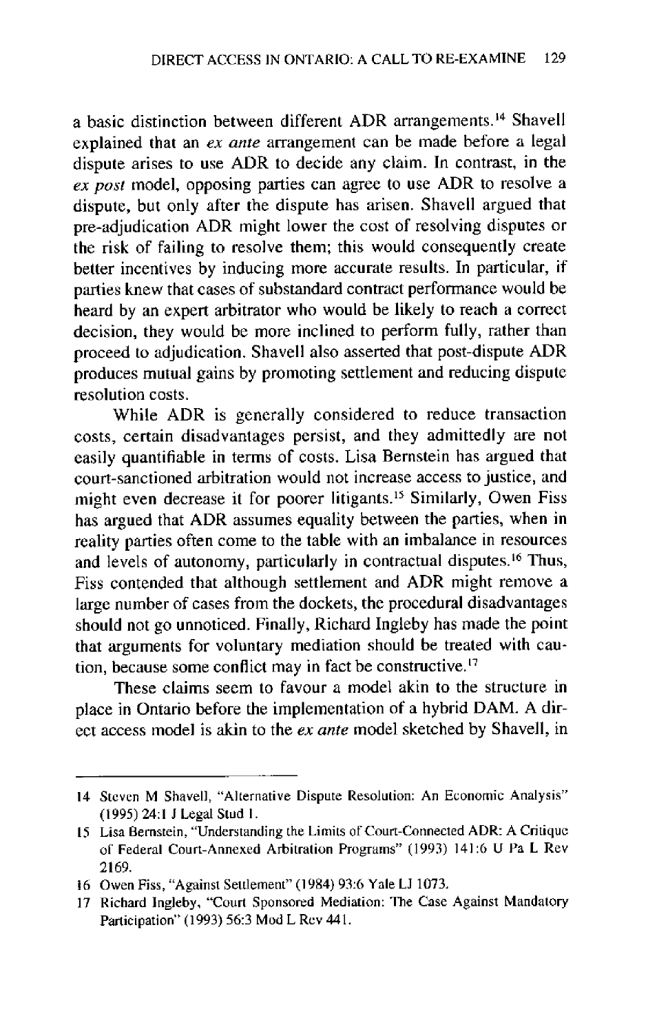a basic distinction between different ADR arrangements.[14] Shavell explained that an *ex ante* arrangement can be made before a legal dispute arises to use ADR to decide any claim. In contrast, in the *ex post* model, opposing parties can agree to use ADR to resolve a dispute, but only after the dispute has arisen. Shavell argued that pre-adjudication ADR might lower the cost of resolving disputes or the risk of failing to resolve them; this would consequently create better incentives by inducing more accurate results. In particular, if parties knew that cases of substandard contract performance would be heard by an expert arbitrator who would be likely to reach a correct decision, they would be more inclined to perform fully, rather than proceed to adjudication. Shavell also asserted that post-dispute ADR produces mutual gains by promoting settlement and reducing dispute resolution costs.

While ADR is generally considered to reduce transaction costs, certain disadvantages persist, and they admittedly are not easily quantifiable in terms of costs. Lisa Bernstein has argued that court-sanctioned arbitration would not increase access to justice, and might even decrease it for poorer litigants.[15] Similarly, Owen Fiss has argued that ADR assumes equality between the parties, when in reality parties often come to the table with an imbalance in resources and levels of autonomy, particularly in contractual disputes.[16] Thus, Fiss contended that although settlement and ADR might remove a large number of cases from the dockets, the procedural disadvantages should not go unnoticed. Finally, Richard Ingleby has made the point that arguments for voluntary mediation should be treated with caution, because some conflict may in fact be constructive.[17]

These claims seem to favour a model akin to the structure in place in Ontario before the implementation of a hybrid DAM. A direct access model is akin to the *ex ante* model sketched by Shavell, in

---

14 Steven M Shavell, "Alternative Dispute Resolution: An Economic Analysis" (1995) 24:1 J Legal Stud 1.

15 Lisa Bernstein, "Understanding the Limits of Court-Connected ADR: A Critique of Federal Court-Annexed Arbitration Programs" (1993) 141:6 U Pa L Rev 2169.

16 Owen Fiss, "Against Settlement" (1984) 93:6 Yale LJ 1073.

17 Richard Ingleby, "Court Sponsored Mediation: The Case Against Mandatory Participation" (1993) 56:3 Mod L Rev 441.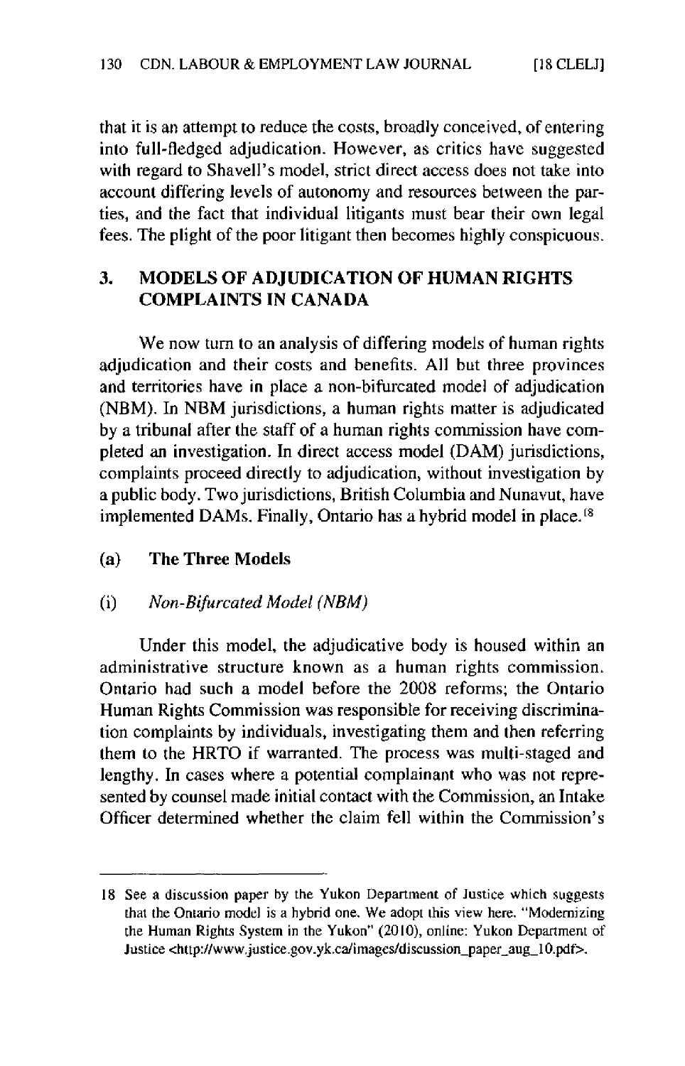that it is an attempt to reduce the costs, broadly conceived, of entering into full-fledged adjudication. However, as critics have suggested with regard to Shavell's model, strict direct access does not take into account differing levels of autonomy and resources between the parties, and the fact that individual litigants must bear their own legal fees. The plight of the poor litigant then becomes highly conspicuous.

## 3. MODELS OF ADJUDICATION OF HUMAN RIGHTS COMPLAINTS IN CANADA

We now turn to an analysis of differing models of human rights adjudication and their costs and benefits. All but three provinces and territories have in place a non-bifurcated model of adjudication (NBM). In NBM jurisdictions, a human rights matter is adjudicated by a tribunal after the staff of a human rights commission have completed an investigation. In direct access model (DAM) jurisdictions, complaints proceed directly to adjudication, without investigation by a public body. Two jurisdictions, British Columbia and Nunavut, have implemented DAMs. Finally, Ontario has a hybrid model in place.[18]

### (a) The Three Models

#### (i) *Non-Bifurcated Model (NBM)*

Under this model, the adjudicative body is housed within an administrative structure known as a human rights commission. Ontario had such a model before the 2008 reforms; the Ontario Human Rights Commission was responsible for receiving discrimination complaints by individuals, investigating them and then referring them to the HRTO if warranted. The process was multi-staged and lengthy. In cases where a potential complainant who was not represented by counsel made initial contact with the Commission, an Intake Officer determined whether the claim fell within the Commission's

---

18 See a discussion paper by the Yukon Department of Justice which suggests that the Ontario model is a hybrid one. We adopt this view here. "Modernizing the Human Rights System in the Yukon" (2010), online: Yukon Department of Justice <http://www.justice.gov.yk.ca/images/discussion_paper_aug_10.pdf>.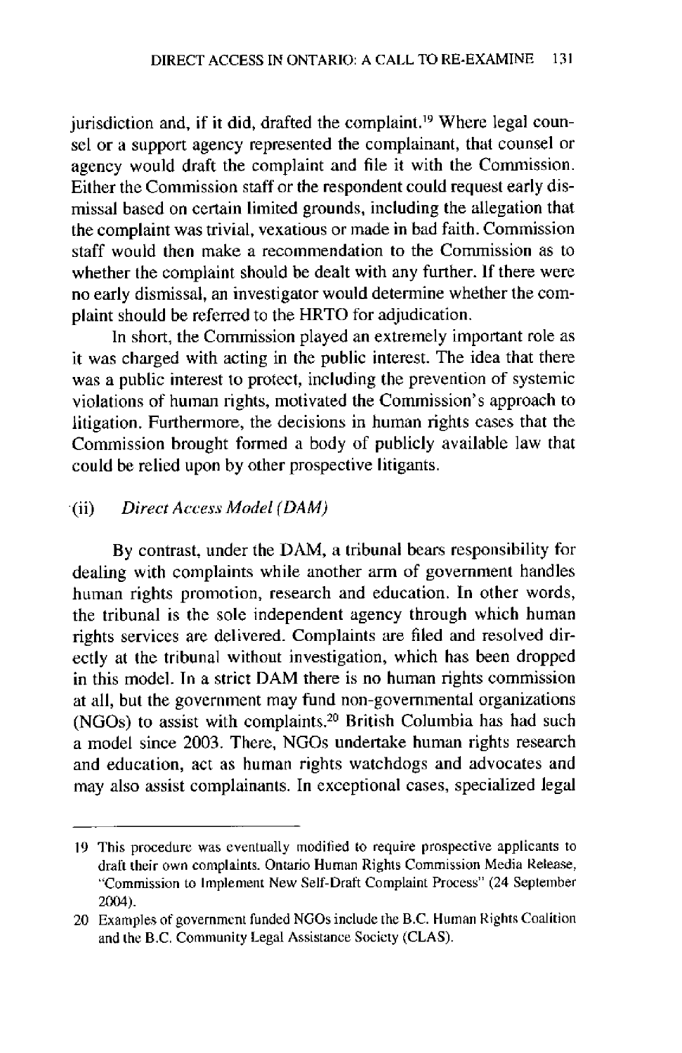jurisdiction and, if it did, drafted the complaint.[19] Where legal counsel or a support agency represented the complainant, that counsel or agency would draft the complaint and file it with the Commission. Either the Commission staff or the respondent could request early dismissal based on certain limited grounds, including the allegation that the complaint was trivial, vexatious or made in bad faith. Commission staff would then make a recommendation to the Commission as to whether the complaint should be dealt with any further. If there were no early dismissal, an investigator would determine whether the complaint should be referred to the HRTO for adjudication.

In short, the Commission played an extremely important role as it was charged with acting in the public interest. The idea that there was a public interest to protect, including the prevention of systemic violations of human rights, motivated the Commission's approach to litigation. Furthermore, the decisions in human rights cases that the Commission brought formed a body of publicly available law that could be relied upon by other prospective litigants.

### (ii) *Direct Access Model (DAM)*

By contrast, under the DAM, a tribunal bears responsibility for dealing with complaints while another arm of government handles human rights promotion, research and education. In other words, the tribunal is the sole independent agency through which human rights services are delivered. Complaints are filed and resolved directly at the tribunal without investigation, which has been dropped in this model. In a strict DAM there is no human rights commission at all, but the government may fund non-governmental organizations (NGOs) to assist with complaints.[20] British Columbia has had such a model since 2003. There, NGOs undertake human rights research and education, act as human rights watchdogs and advocates and may also assist complainants. In exceptional cases, specialized legal

---

19 This procedure was eventually modified to require prospective applicants to draft their own complaints. Ontario Human Rights Commission Media Release, "Commission to Implement New Self-Draft Complaint Process" (24 September 2004).

20 Examples of government funded NGOs include the B.C. Human Rights Coalition and the B.C. Community Legal Assistance Society (CLAS).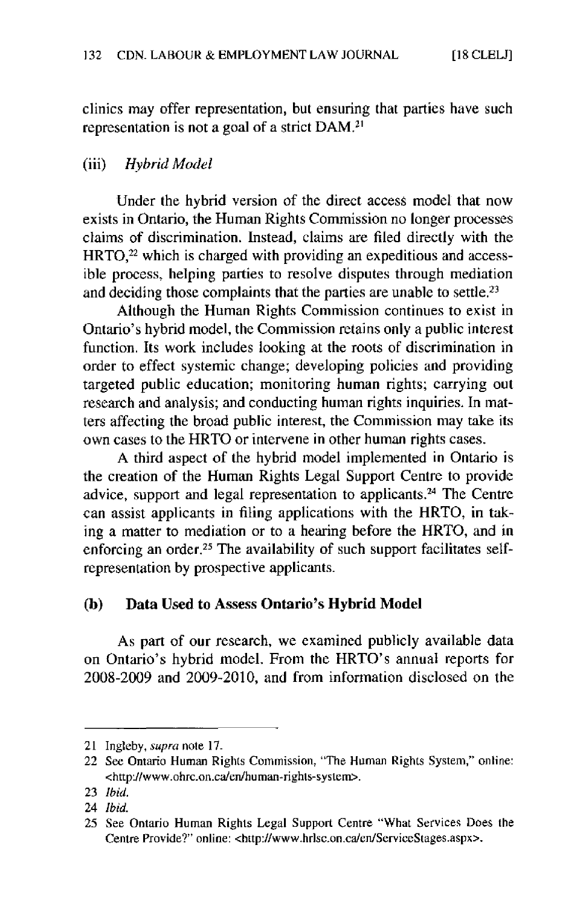clinics may offer representation, but ensuring that parties have such representation is not a goal of a strict DAM.[21]

(iii) *Hybrid Model*

Under the hybrid version of the direct access model that now exists in Ontario, the Human Rights Commission no longer processes claims of discrimination. Instead, claims are filed directly with the HRTO,[22] which is charged with providing an expeditious and accessible process, helping parties to resolve disputes through mediation and deciding those complaints that the parties are unable to settle.[23]

Although the Human Rights Commission continues to exist in Ontario's hybrid model, the Commission retains only a public interest function. Its work includes looking at the roots of discrimination in order to effect systemic change; developing policies and providing targeted public education; monitoring human rights; carrying out research and analysis; and conducting human rights inquiries. In matters affecting the broad public interest, the Commission may take its own cases to the HRTO or intervene in other human rights cases.

A third aspect of the hybrid model implemented in Ontario is the creation of the Human Rights Legal Support Centre to provide advice, support and legal representation to applicants.[24] The Centre can assist applicants in filing applications with the HRTO, in taking a matter to mediation or to a hearing before the HRTO, and in enforcing an order.[25] The availability of such support facilitates self-representation by prospective applicants.

### (b) Data Used to Assess Ontario's Hybrid Model

As part of our research, we examined publicly available data on Ontario's hybrid model. From the HRTO's annual reports for 2008-2009 and 2009-2010, and from information disclosed on the

---

21 Ingleby, *supra* note 17.

22 See Ontario Human Rights Commission, "The Human Rights System," online: <http://www.ohrc.on.ca/en/human-rights-system>.

23 *Ibid.*

24 *Ibid.*

25 See Ontario Human Rights Legal Support Centre "What Services Does the Centre Provide?" online: <http://www.hrlsc.on.ca/en/ServiceStages.aspx>.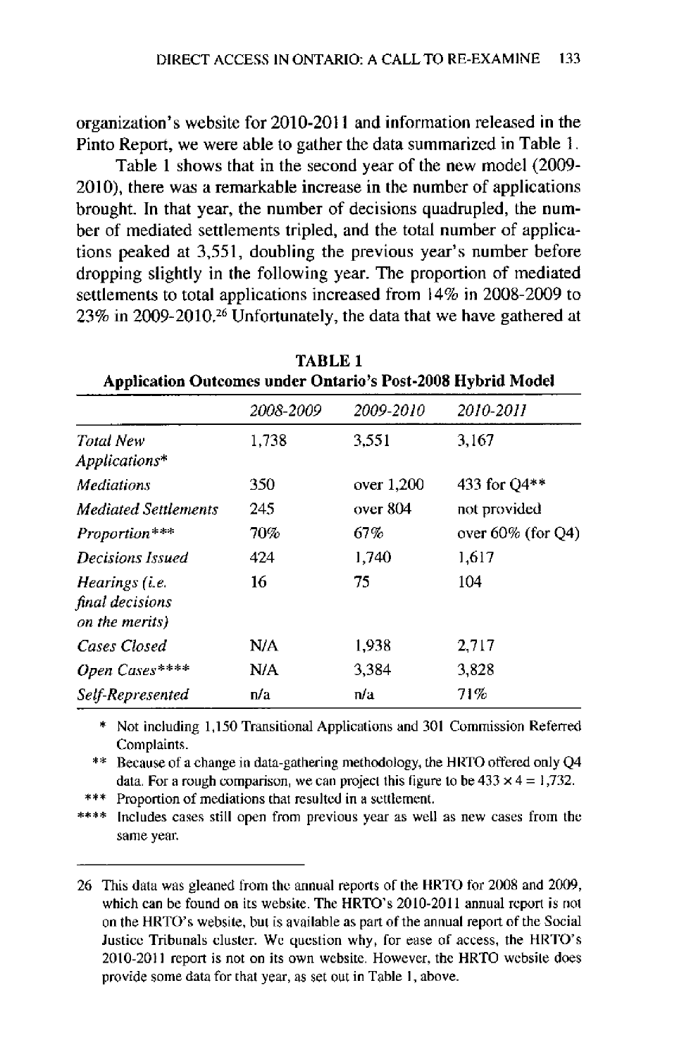organization's website for 2010-2011 and information released in the Pinto Report, we were able to gather the data summarized in Table 1.

Table 1 shows that in the second year of the new model (2009-2010), there was a remarkable increase in the number of applications brought. In that year, the number of decisions quadrupled, the number of mediated settlements tripled, and the total number of applications peaked at 3,551, doubling the previous year's number before dropping slightly in the following year. The proportion of mediated settlements to total applications increased from 14% in 2008-2009 to 23% in 2009-2010.[26] Unfortunately, the data that we have gathered at

**TABLE 1**
**Application Outcomes under Ontario's Post-2008 Hybrid Model**

| | *2008-2009* | *2009-2010* | *2010-2011* |
|---|---|---|---|
| *Total New Applications** | 1,738 | 3,551 | 3,167 |
| *Mediations* | 350 | over 1,200 | 433 for Q4** |
| *Mediated Settlements* | 245 | over 804 | not provided |
| *Proportion**** | 70% | 67% | over 60% (for Q4) |
| *Decisions Issued* | 424 | 1,740 | 1,617 |
| *Hearings (i.e. final decisions on the merits)* | 16 | 75 | 104 |
| *Cases Closed* | N/A | 1,938 | 2,717 |
| *Open Cases***** | N/A | 3,384 | 3,828 |
| *Self-Represented* | n/a | n/a | 71% |

\* Not including 1,150 Transitional Applications and 301 Commission Referred Complaints.

\*\* Because of a change in data-gathering methodology, the HRTO offered only Q4 data. For a rough comparison, we can project this figure to be $433 \times 4 = 1,732$.

\*\*\* Proportion of mediations that resulted in a settlement.

\*\*\*\* Includes cases still open from previous year as well as new cases from the same year.

---

26 This data was gleaned from the annual reports of the HRTO for 2008 and 2009, which can be found on its website. The HRTO's 2010-2011 annual report is not on the HRTO's website, but is available as part of the annual report of the Social Justice Tribunals cluster. We question why, for ease of access, the HRTO's 2010-2011 report is not on its own website. However, the HRTO website does provide some data for that year, as set out in Table 1, above.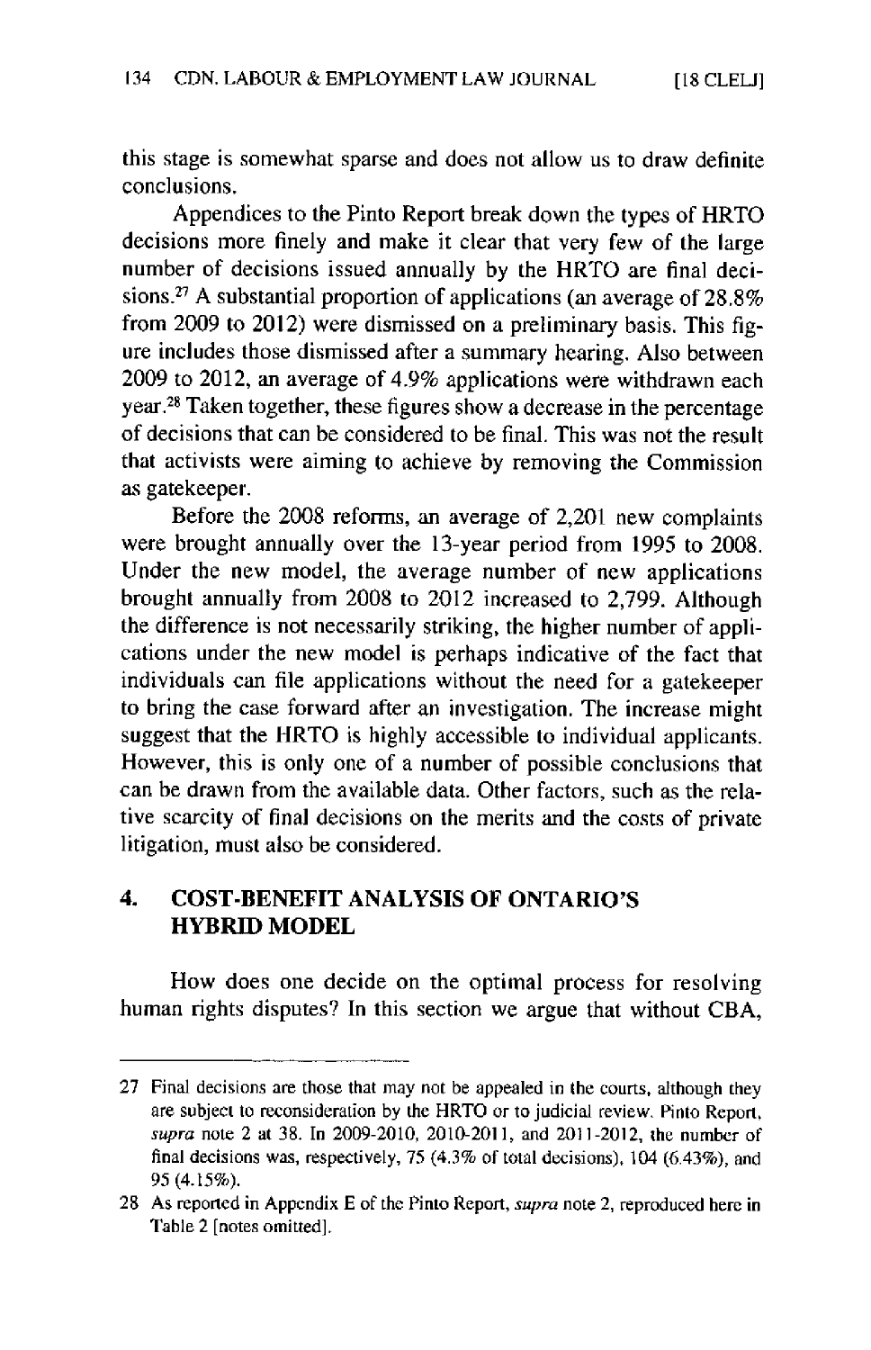this stage is somewhat sparse and does not allow us to draw definite conclusions.

Appendices to the Pinto Report break down the types of HRTO decisions more finely and make it clear that very few of the large number of decisions issued annually by the HRTO are final decisions.[27] A substantial proportion of applications (an average of 28.8% from 2009 to 2012) were dismissed on a preliminary basis. This figure includes those dismissed after a summary hearing. Also between 2009 to 2012, an average of 4.9% applications were withdrawn each year.[28] Taken together, these figures show a decrease in the percentage of decisions that can be considered to be final. This was not the result that activists were aiming to achieve by removing the Commission as gatekeeper.

Before the 2008 reforms, an average of 2,201 new complaints were brought annually over the 13-year period from 1995 to 2008. Under the new model, the average number of new applications brought annually from 2008 to 2012 increased to 2,799. Although the difference is not necessarily striking, the higher number of applications under the new model is perhaps indicative of the fact that individuals can file applications without the need for a gatekeeper to bring the case forward after an investigation. The increase might suggest that the HRTO is highly accessible to individual applicants. However, this is only one of a number of possible conclusions that can be drawn from the available data. Other factors, such as the relative scarcity of final decisions on the merits and the costs of private litigation, must also be considered.

## 4. COST-BENEFIT ANALYSIS OF ONTARIO'S HYBRID MODEL

How does one decide on the optimal process for resolving human rights disputes? In this section we argue that without CBA,

---

27 Final decisions are those that may not be appealed in the courts, although they are subject to reconsideration by the HRTO or to judicial review. Pinto Report, *supra* note 2 at 38. In 2009-2010, 2010-2011, and 2011-2012, the number of final decisions was, respectively, 75 (4.3% of total decisions), 104 (6.43%), and 95 (4.15%).

28 As reported in Appendix E of the Pinto Report, *supra* note 2, reproduced here in Table 2 [notes omitted].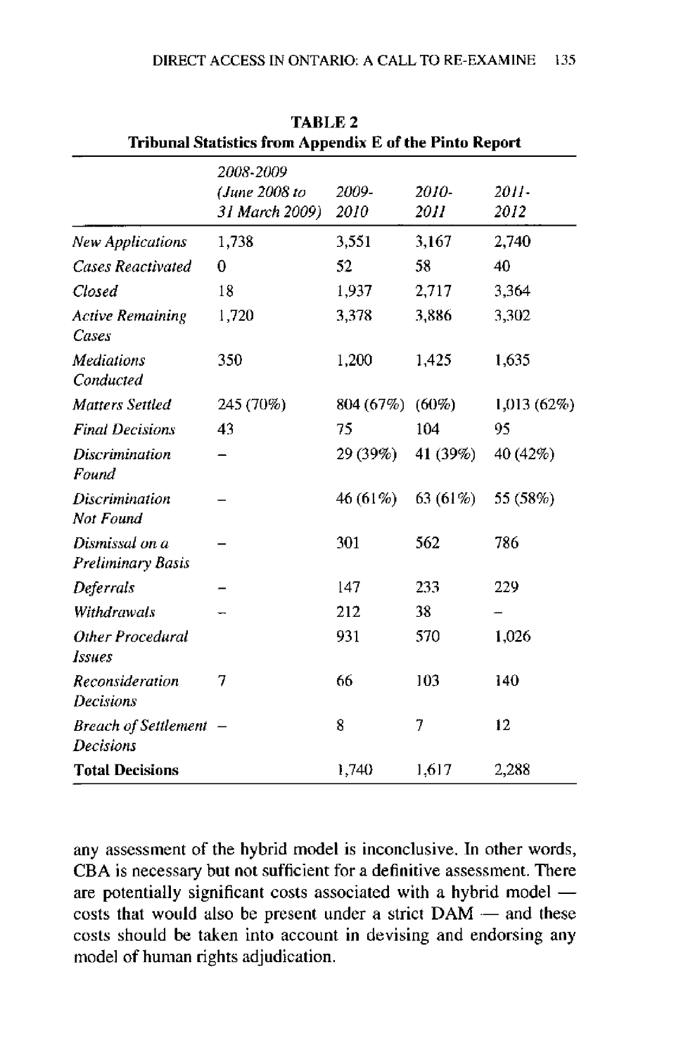**TABLE 2**
**Tribunal Statistics from Appendix E of the Pinto Report**

| | *2008-2009 (June 2008 to 31 March 2009)* | *2009-2010* | *2010-2011* | *2011-2012* |
|---|---|---|---|---|
| *New Applications* | 1,738 | 3,551 | 3,167 | 2,740 |
| *Cases Reactivated* | 0 | 52 | 58 | 40 |
| *Closed* | 18 | 1,937 | 2,717 | 3,364 |
| *Active Remaining Cases* | 1,720 | 3,378 | 3,886 | 3,302 |
| *Mediations Conducted* | 350 | 1,200 | 1,425 | 1,635 |
| *Matters Settled* | 245 (70%) | 804 (67%) | (60%) | 1,013 (62%) |
| *Final Decisions* | 43 | 75 | 104 | 95 |
| *Discrimination Found* | – | 29 (39%) | 41 (39%) | 40 (42%) |
| *Discrimination Not Found* | – | 46 (61%) | 63 (61%) | 55 (58%) |
| *Dismissal on a Preliminary Basis* | – | 301 | 562 | 786 |
| *Deferrals* | – | 147 | 233 | 229 |
| *Withdrawals* | – | 212 | 38 | – |
| *Other Procedural Issues* | | 931 | 570 | 1,026 |
| *Reconsideration Decisions* | 7 | 66 | 103 | 140 |
| *Breach of Settlement Decisions* | – | 8 | 7 | 12 |
| **Total Decisions** | | 1,740 | 1,617 | 2,288 |

any assessment of the hybrid model is inconclusive. In other words, CBA is necessary but not sufficient for a definitive assessment. There are potentially significant costs associated with a hybrid model — costs that would also be present under a strict DAM — and these costs should be taken into account in devising and endorsing any model of human rights adjudication.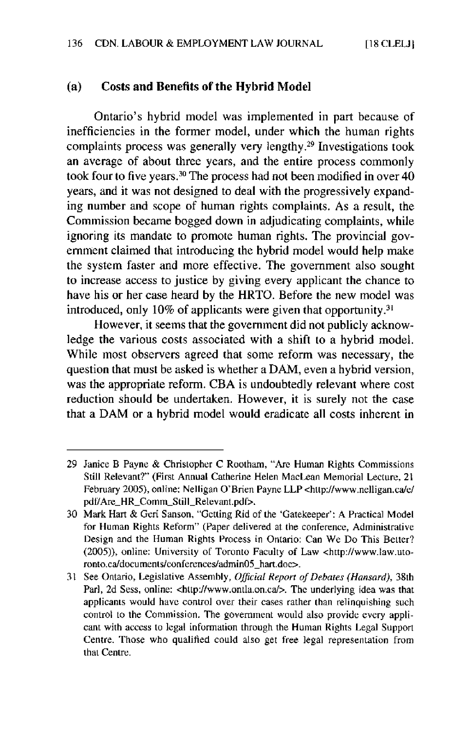### (a) Costs and Benefits of the Hybrid Model

Ontario's hybrid model was implemented in part because of inefficiencies in the former model, under which the human rights complaints process was generally very lengthy.[29] Investigations took an average of about three years, and the entire process commonly took four to five years.[30] The process had not been modified in over 40 years, and it was not designed to deal with the progressively expanding number and scope of human rights complaints. As a result, the Commission became bogged down in adjudicating complaints, while ignoring its mandate to promote human rights. The provincial government claimed that introducing the hybrid model would help make the system faster and more effective. The government also sought to increase access to justice by giving every applicant the chance to have his or her case heard by the HRTO. Before the new model was introduced, only 10% of applicants were given that opportunity.[31]

However, it seems that the government did not publicly acknowledge the various costs associated with a shift to a hybrid model. While most observers agreed that some reform was necessary, the question that must be asked is whether a DAM, even a hybrid version, was the appropriate reform. CBA is undoubtedly relevant where cost reduction should be undertaken. However, it is surely not the case that a DAM or a hybrid model would eradicate all costs inherent in

---

29 Janice B Payne & Christopher C Rootham, "Are Human Rights Commissions Still Relevant?" (First Annual Catherine Helen MacLean Memorial Lecture, 21 February 2005), online: Nelligan O'Brien Payne LLP <http://www.nelligan.ca/e/pdf/Are_HR_Comm_Still_Relevant.pdf>.

30 Mark Hart & Geri Sanson, "Getting Rid of the 'Gatekeeper': A Practical Model for Human Rights Reform" (Paper delivered at the conference, Administrative Design and the Human Rights Process in Ontario: Can We Do This Better? (2005)), online: University of Toronto Faculty of Law <http://www.law.utoronto.ca/documents/conferences/admin05_hart.doc>.

31 See Ontario, Legislative Assembly, *Official Report of Debates (Hansard)*, 38th Parl, 2d Sess, online: <http://www.ontla.on.ca/>. The underlying idea was that applicants would have control over their cases rather than relinquishing such control to the Commission. The government would also provide every applicant with access to legal information through the Human Rights Legal Support Centre. Those who qualified could also get free legal representation from that Centre.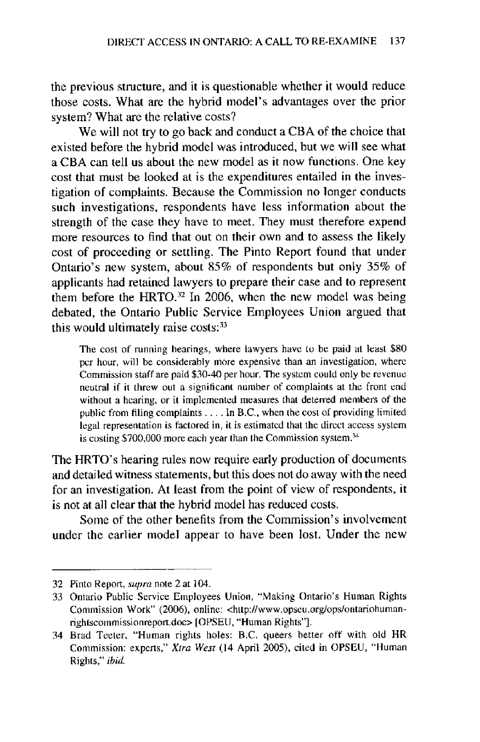the previous structure, and it is questionable whether it would reduce those costs. What are the hybrid model's advantages over the prior system? What are the relative costs?

We will not try to go back and conduct a CBA of the choice that existed before the hybrid model was introduced, but we will see what a CBA can tell us about the new model as it now functions. One key cost that must be looked at is the expenditures entailed in the investigation of complaints. Because the Commission no longer conducts such investigations, respondents have less information about the strength of the case they have to meet. They must therefore expend more resources to find that out on their own and to assess the likely cost of proceeding or settling. The Pinto Report found that under Ontario's new system, about 85% of respondents but only 35% of applicants had retained lawyers to prepare their case and to represent them before the HRTO.[32] In 2006, when the new model was being debated, the Ontario Public Service Employees Union argued that this would ultimately raise costs:[33]

> The cost of running hearings, where lawyers have to be paid at least $80 per hour, will be considerably more expensive than an investigation, where Commission staff are paid $30-40 per hour. The system could only be revenue neutral if it threw out a significant number of complaints at the front end without a hearing, or it implemented measures that deterred members of the public from filing complaints . . . . In B.C., when the cost of providing limited legal representation is factored in, it is estimated that the direct access system is costing $700,000 more each year than the Commission system.[34]

The HRTO's hearing rules now require early production of documents and detailed witness statements, but this does not do away with the need for an investigation. At least from the point of view of respondents, it is not at all clear that the hybrid model has reduced costs.

Some of the other benefits from the Commission's involvement under the earlier model appear to have been lost. Under the new

---

32 Pinto Report, *supra* note 2 at 104.

33 Ontario Public Service Employees Union, "Making Ontario's Human Rights Commission Work" (2006), online: <http://www.opseu.org/ops/ontariohumanrightscommissionreport.doc> [OPSEU, "Human Rights"].

34 Brad Teeter, "Human rights holes: B.C. queers better off with old HR Commission: experts," *Xtra West* (14 April 2005), cited in OPSEU, "Human Rights," *ibid.*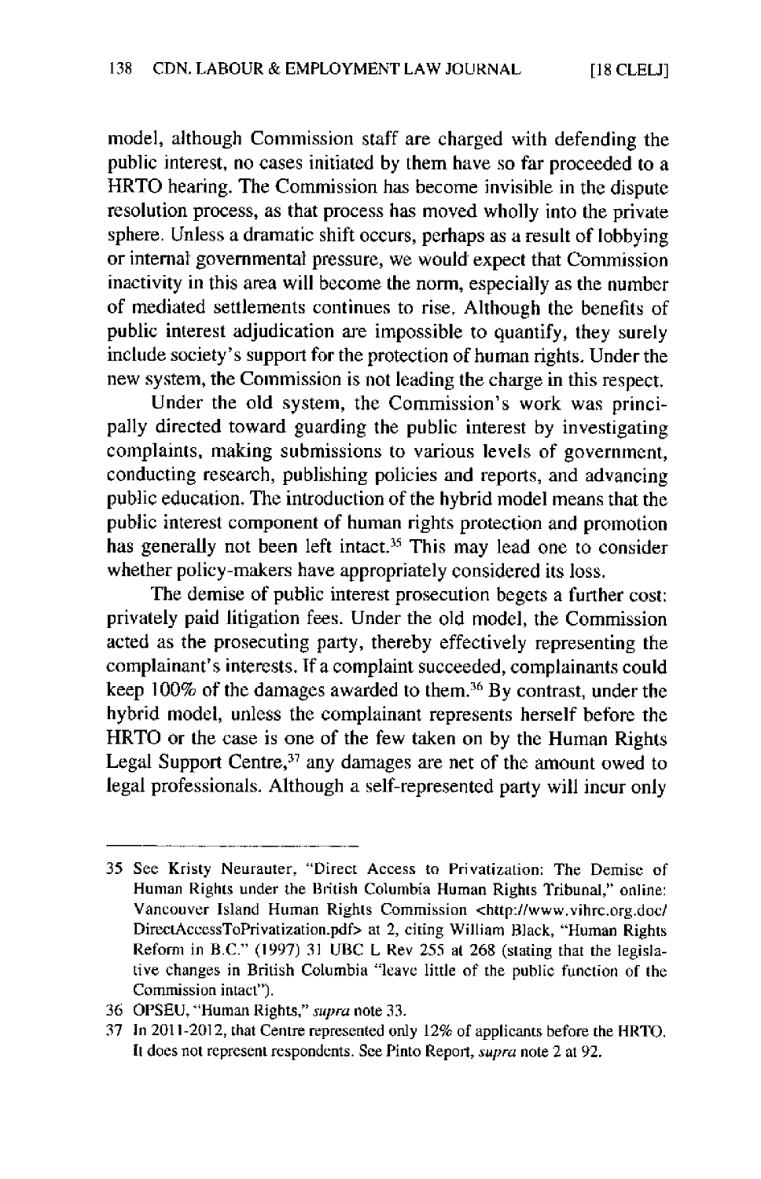model, although Commission staff are charged with defending the public interest, no cases initiated by them have so far proceeded to a HRTO hearing. The Commission has become invisible in the dispute resolution process, as that process has moved wholly into the private sphere. Unless a dramatic shift occurs, perhaps as a result of lobbying or internal governmental pressure, we would expect that Commission inactivity in this area will become the norm, especially as the number of mediated settlements continues to rise. Although the benefits of public interest adjudication are impossible to quantify, they surely include society's support for the protection of human rights. Under the new system, the Commission is not leading the charge in this respect.

Under the old system, the Commission's work was principally directed toward guarding the public interest by investigating complaints, making submissions to various levels of government, conducting research, publishing policies and reports, and advancing public education. The introduction of the hybrid model means that the public interest component of human rights protection and promotion has generally not been left intact.[35] This may lead one to consider whether policy-makers have appropriately considered its loss.

The demise of public interest prosecution begets a further cost: privately paid litigation fees. Under the old model, the Commission acted as the prosecuting party, thereby effectively representing the complainant's interests. If a complaint succeeded, complainants could keep 100% of the damages awarded to them.[36] By contrast, under the hybrid model, unless the complainant represents herself before the HRTO or the case is one of the few taken on by the Human Rights Legal Support Centre,[37] any damages are net of the amount owed to legal professionals. Although a self-represented party will incur only

---

35 See Kristy Neurauter, "Direct Access to Privatization: The Demise of Human Rights under the British Columbia Human Rights Tribunal," online: Vancouver Island Human Rights Commission <http://www.vihrc.org.doc/DirectAccessToPrivatization.pdf> at 2, citing William Black, "Human Rights Reform in B.C." (1997) 31 UBC L Rev 255 at 268 (stating that the legislative changes in British Columbia "leave little of the public function of the Commission intact").

36 OPSEU, "Human Rights," *supra* note 33.

37 In 2011-2012, that Centre represented only 12% of applicants before the HRTO. It does not represent respondents. See Pinto Report, *supra* note 2 at 92.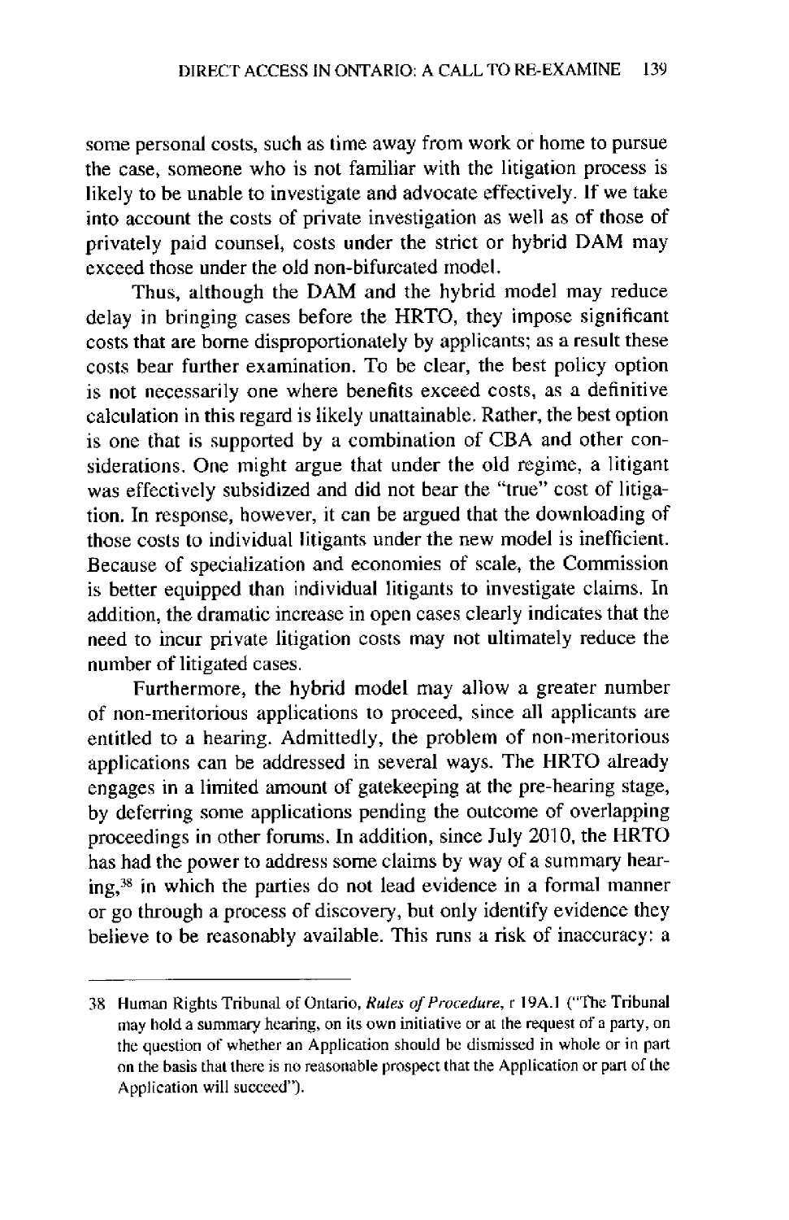some personal costs, such as time away from work or home to pursue the case, someone who is not familiar with the litigation process is likely to be unable to investigate and advocate effectively. If we take into account the costs of private investigation as well as of those of privately paid counsel, costs under the strict or hybrid DAM may exceed those under the old non-bifurcated model.

Thus, although the DAM and the hybrid model may reduce delay in bringing cases before the HRTO, they impose significant costs that are borne disproportionately by applicants; as a result these costs bear further examination. To be clear, the best policy option is not necessarily one where benefits exceed costs, as a definitive calculation in this regard is likely unattainable. Rather, the best option is one that is supported by a combination of CBA and other considerations. One might argue that under the old regime, a litigant was effectively subsidized and did not bear the "true" cost of litigation. In response, however, it can be argued that the downloading of those costs to individual litigants under the new model is inefficient. Because of specialization and economies of scale, the Commission is better equipped than individual litigants to investigate claims. In addition, the dramatic increase in open cases clearly indicates that the need to incur private litigation costs may not ultimately reduce the number of litigated cases.

Furthermore, the hybrid model may allow a greater number of non-meritorious applications to proceed, since all applicants are entitled to a hearing. Admittedly, the problem of non-meritorious applications can be addressed in several ways. The HRTO already engages in a limited amount of gatekeeping at the pre-hearing stage, by deferring some applications pending the outcome of overlapping proceedings in other forums. In addition, since July 2010, the HRTO has had the power to address some claims by way of a summary hearing,[38] in which the parties do not lead evidence in a formal manner or go through a process of discovery, but only identify evidence they believe to be reasonably available. This runs a risk of inaccuracy: a

---

38 Human Rights Tribunal of Ontario, *Rules of Procedure*, r 19A.1 ("The Tribunal may hold a summary hearing, on its own initiative or at the request of a party, on the question of whether an Application should be dismissed in whole or in part on the basis that there is no reasonable prospect that the Application or part of the Application will succeed").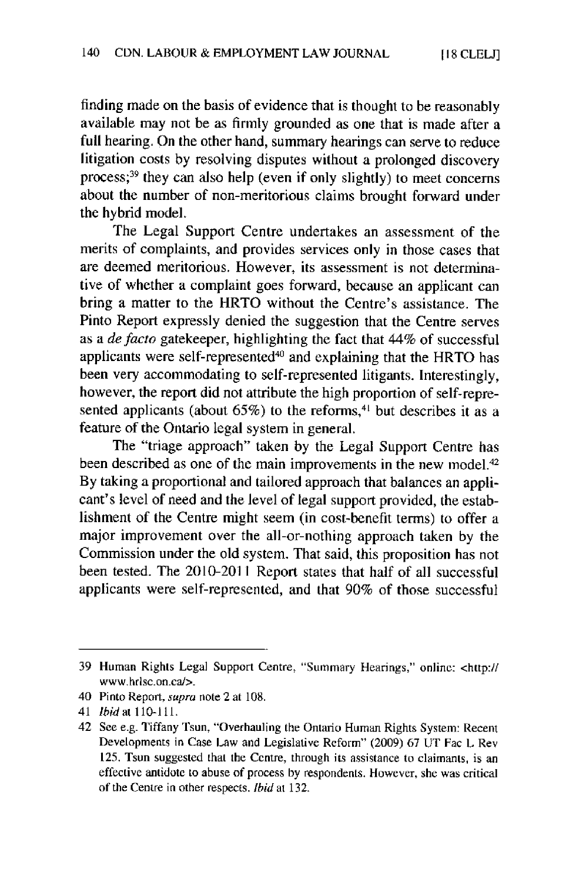finding made on the basis of evidence that is thought to be reasonably available may not be as firmly grounded as one that is made after a full hearing. On the other hand, summary hearings can serve to reduce litigation costs by resolving disputes without a prolonged discovery process;[39] they can also help (even if only slightly) to meet concerns about the number of non-meritorious claims brought forward under the hybrid model.

The Legal Support Centre undertakes an assessment of the merits of complaints, and provides services only in those cases that are deemed meritorious. However, its assessment is not determinative of whether a complaint goes forward, because an applicant can bring a matter to the HRTO without the Centre's assistance. The Pinto Report expressly denied the suggestion that the Centre serves as a *de facto* gatekeeper, highlighting the fact that 44% of successful applicants were self-represented[40] and explaining that the HRTO has been very accommodating to self-represented litigants. Interestingly, however, the report did not attribute the high proportion of self-represented applicants (about 65%) to the reforms,[41] but describes it as a feature of the Ontario legal system in general.

The "triage approach" taken by the Legal Support Centre has been described as one of the main improvements in the new model.[42] By taking a proportional and tailored approach that balances an applicant's level of need and the level of legal support provided, the establishment of the Centre might seem (in cost-benefit terms) to offer a major improvement over the all-or-nothing approach taken by the Commission under the old system. That said, this proposition has not been tested. The 2010-2011 Report states that half of all successful applicants were self-represented, and that 90% of those successful

---

39 Human Rights Legal Support Centre, "Summary Hearings," online: <http://www.hrlsc.on.ca/>.

40 Pinto Report, *supra* note 2 at 108.

41 *Ibid* at 110-111.

42 See e.g. Tiffany Tsun, "Overhauling the Ontario Human Rights System: Recent Developments in Case Law and Legislative Reform" (2009) 67 UT Fac L Rev 125. Tsun suggested that the Centre, through its assistance to claimants, is an effective antidote to abuse of process by respondents. However, she was critical of the Centre in other respects. *Ibid* at 132.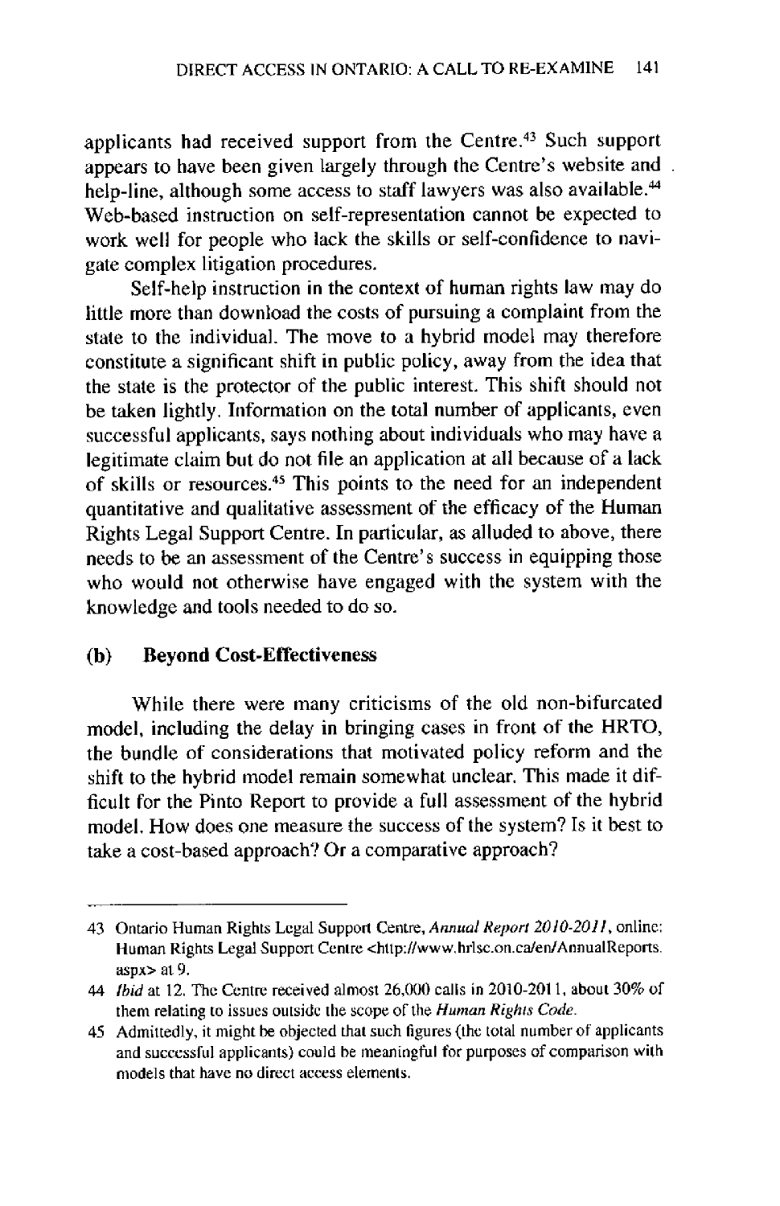applicants had received support from the Centre.[43] Such support appears to have been given largely through the Centre's website and help-line, although some access to staff lawyers was also available.[44] Web-based instruction on self-representation cannot be expected to work well for people who lack the skills or self-confidence to navigate complex litigation procedures.

Self-help instruction in the context of human rights law may do little more than download the costs of pursuing a complaint from the state to the individual. The move to a hybrid model may therefore constitute a significant shift in public policy, away from the idea that the state is the protector of the public interest. This shift should not be taken lightly. Information on the total number of applicants, even successful applicants, says nothing about individuals who may have a legitimate claim but do not file an application at all because of a lack of skills or resources.[45] This points to the need for an independent quantitative and qualitative assessment of the efficacy of the Human Rights Legal Support Centre. In particular, as alluded to above, there needs to be an assessment of the Centre's success in equipping those who would not otherwise have engaged with the system with the knowledge and tools needed to do so.

### (b) Beyond Cost-Effectiveness

While there were many criticisms of the old non-bifurcated model, including the delay in bringing cases in front of the HRTO, the bundle of considerations that motivated policy reform and the shift to the hybrid model remain somewhat unclear. This made it difficult for the Pinto Report to provide a full assessment of the hybrid model. How does one measure the success of the system? Is it best to take a cost-based approach? Or a comparative approach?

---

43 Ontario Human Rights Legal Support Centre, *Annual Report 2010-2011*, online: Human Rights Legal Support Centre <http://www.hrlsc.on.ca/en/AnnualReports.aspx> at 9.

44 *Ibid* at 12. The Centre received almost 26,000 calls in 2010-2011, about 30% of them relating to issues outside the scope of the *Human Rights Code*.

45 Admittedly, it might be objected that such figures (the total number of applicants and successful applicants) could be meaningful for purposes of comparison with models that have no direct access elements.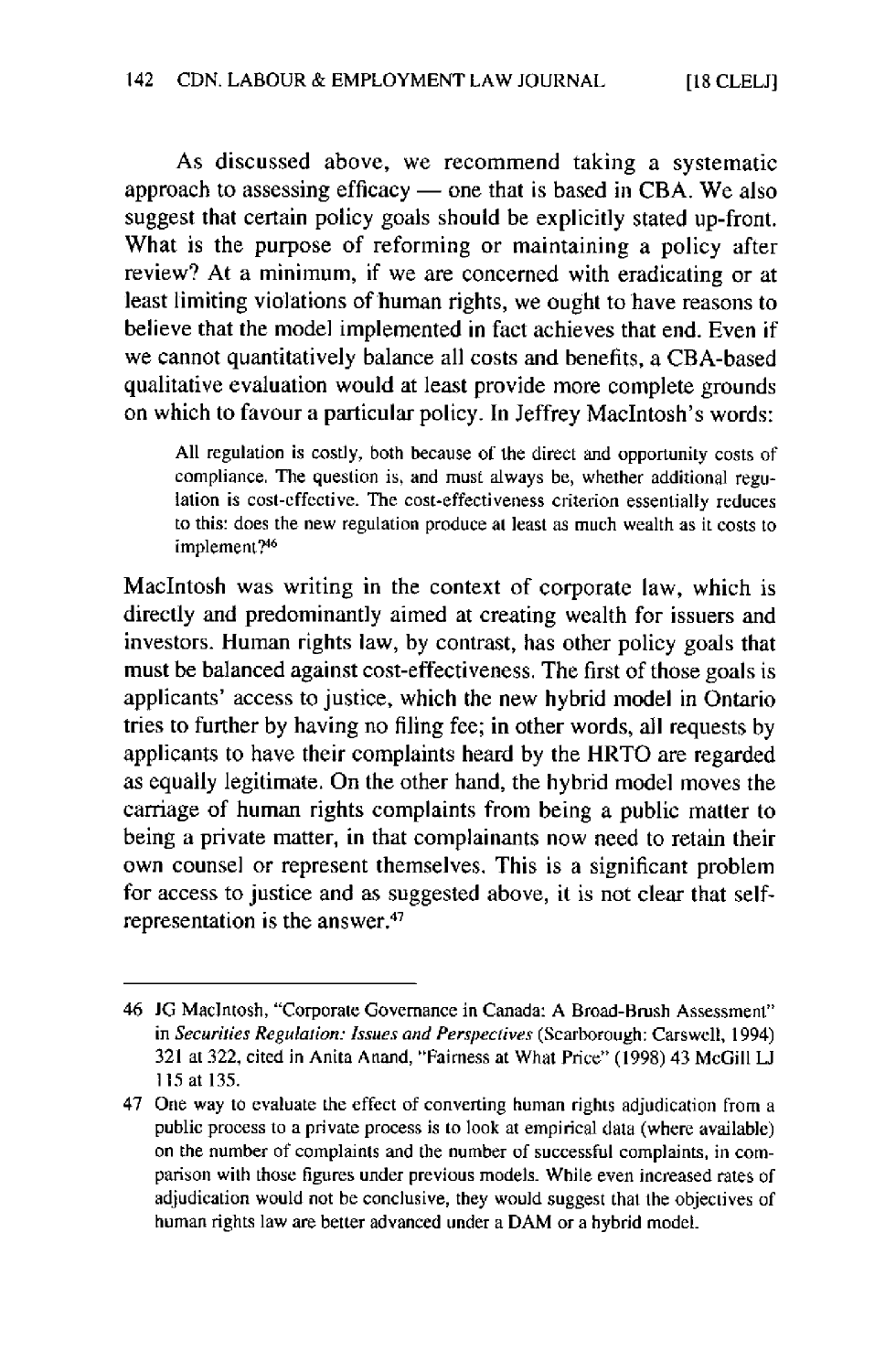As discussed above, we recommend taking a systematic approach to assessing efficacy — one that is based in CBA. We also suggest that certain policy goals should be explicitly stated up-front. What is the purpose of reforming or maintaining a policy after review? At a minimum, if we are concerned with eradicating or at least limiting violations of human rights, we ought to have reasons to believe that the model implemented in fact achieves that end. Even if we cannot quantitatively balance all costs and benefits, a CBA-based qualitative evaluation would at least provide more complete grounds on which to favour a particular policy. In Jeffrey MacIntosh's words:

> All regulation is costly, both because of the direct and opportunity costs of compliance. The question is, and must always be, whether additional regulation is cost-effective. The cost-effectiveness criterion essentially reduces to this: does the new regulation produce at least as much wealth as it costs to implement?[46]

MacIntosh was writing in the context of corporate law, which is directly and predominantly aimed at creating wealth for issuers and investors. Human rights law, by contrast, has other policy goals that must be balanced against cost-effectiveness. The first of those goals is applicants' access to justice, which the new hybrid model in Ontario tries to further by having no filing fee; in other words, all requests by applicants to have their complaints heard by the HRTO are regarded as equally legitimate. On the other hand, the hybrid model moves the carriage of human rights complaints from being a public matter to being a private matter, in that complainants now need to retain their own counsel or represent themselves. This is a significant problem for access to justice and as suggested above, it is not clear that self-representation is the answer.[47]

---

46 JG MacIntosh, "Corporate Governance in Canada: A Broad-Brush Assessment" in *Securities Regulation: Issues and Perspectives* (Scarborough: Carswell, 1994) 321 at 322, cited in Anita Anand, "Fairness at What Price" (1998) 43 McGill LJ 115 at 135.

47 One way to evaluate the effect of converting human rights adjudication from a public process to a private process is to look at empirical data (where available) on the number of complaints and the number of successful complaints, in comparison with those figures under previous models. While even increased rates of adjudication would not be conclusive, they would suggest that the objectives of human rights law are better advanced under a DAM or a hybrid model.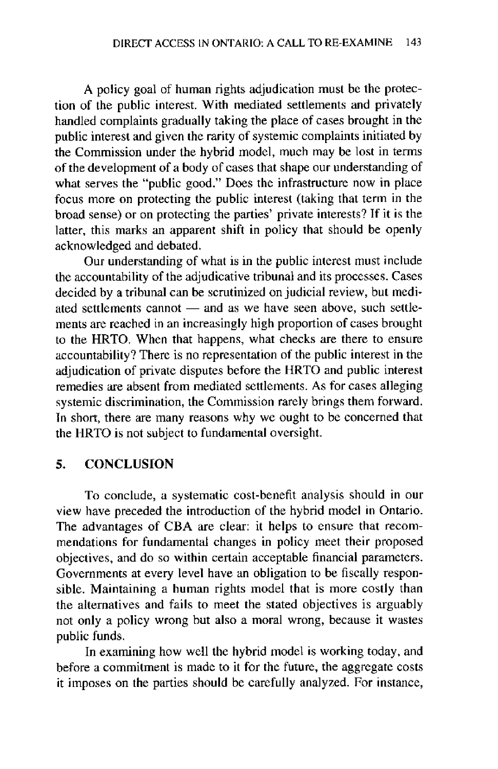A policy goal of human rights adjudication must be the protection of the public interest. With mediated settlements and privately handled complaints gradually taking the place of cases brought in the public interest and given the rarity of systemic complaints initiated by the Commission under the hybrid model, much may be lost in terms of the development of a body of cases that shape our understanding of what serves the "public good." Does the infrastructure now in place focus more on protecting the public interest (taking that term in the broad sense) or on protecting the parties' private interests? If it is the latter, this marks an apparent shift in policy that should be openly acknowledged and debated.

Our understanding of what is in the public interest must include the accountability of the adjudicative tribunal and its processes. Cases decided by a tribunal can be scrutinized on judicial review, but mediated settlements cannot — and as we have seen above, such settlements are reached in an increasingly high proportion of cases brought to the HRTO. When that happens, what checks are there to ensure accountability? There is no representation of the public interest in the adjudication of private disputes before the HRTO and public interest remedies are absent from mediated settlements. As for cases alleging systemic discrimination, the Commission rarely brings them forward. In short, there are many reasons why we ought to be concerned that the HRTO is not subject to fundamental oversight.

## 5. CONCLUSION

To conclude, a systematic cost-benefit analysis should in our view have preceded the introduction of the hybrid model in Ontario. The advantages of CBA are clear: it helps to ensure that recommendations for fundamental changes in policy meet their proposed objectives, and do so within certain acceptable financial parameters. Governments at every level have an obligation to be fiscally responsible. Maintaining a human rights model that is more costly than the alternatives and fails to meet the stated objectives is arguably not only a policy wrong but also a moral wrong, because it wastes public funds.

In examining how well the hybrid model is working today, and before a commitment is made to it for the future, the aggregate costs it imposes on the parties should be carefully analyzed. For instance,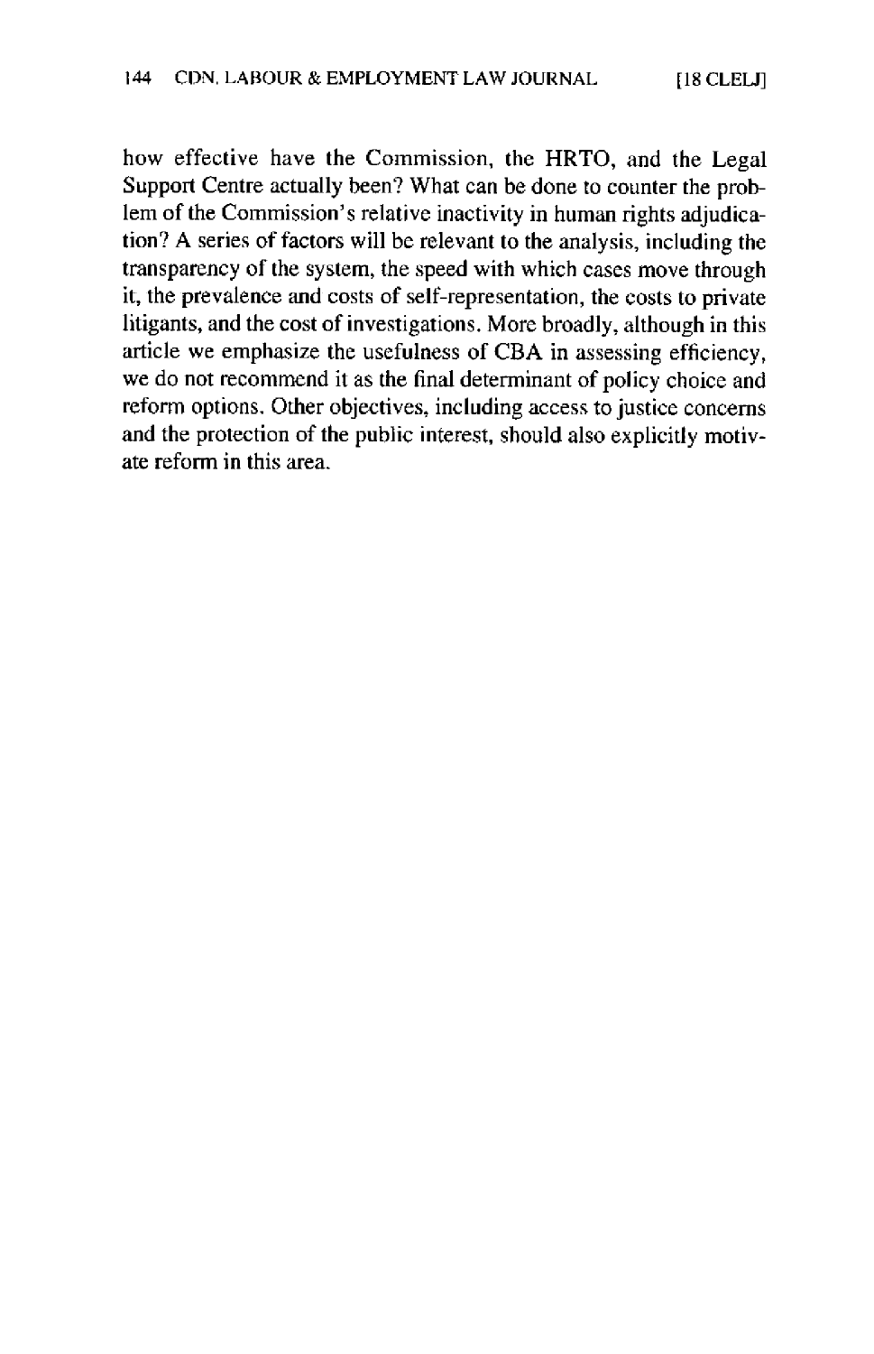how effective have the Commission, the HRTO, and the Legal Support Centre actually been? What can be done to counter the problem of the Commission's relative inactivity in human rights adjudication? A series of factors will be relevant to the analysis, including the transparency of the system, the speed with which cases move through it, the prevalence and costs of self-representation, the costs to private litigants, and the cost of investigations. More broadly, although in this article we emphasize the usefulness of CBA in assessing efficiency, we do not recommend it as the final determinant of policy choice and reform options. Other objectives, including access to justice concerns and the protection of the public interest, should also explicitly motivate reform in this area.